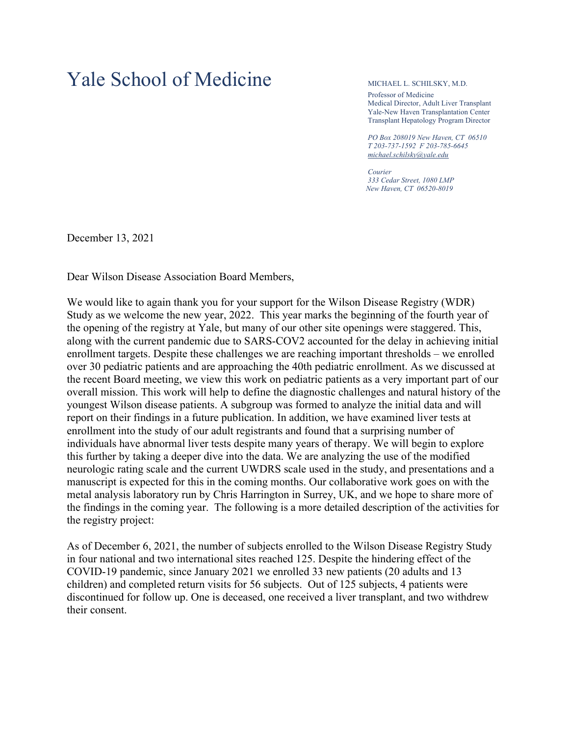# Yale School of Medicine

MICHAEL L. SCHILSKY, M.D.

Professor of Medicine
Medical Director, Adult Liver Transplant
Yale-New Haven Transplantation Center
Transplant Hepatology Program Director

*PO Box 208019 New Haven, CT 06510*
*T 203-737-1592 F 203-785-6645*
*michael.schilsky@yale.edu*

*Courier*
*333 Cedar Street, 1080 LMP*
*New Haven, CT 06520-8019*

December 13, 2021

Dear Wilson Disease Association Board Members,

We would like to again thank you for your support for the Wilson Disease Registry (WDR) Study as we welcome the new year, 2022. This year marks the beginning of the fourth year of the opening of the registry at Yale, but many of our other site openings were staggered. This, along with the current pandemic due to SARS-COV2 accounted for the delay in achieving initial enrollment targets. Despite these challenges we are reaching important thresholds – we enrolled over 30 pediatric patients and are approaching the 40th pediatric enrollment. As we discussed at the recent Board meeting, we view this work on pediatric patients as a very important part of our overall mission. This work will help to define the diagnostic challenges and natural history of the youngest Wilson disease patients. A subgroup was formed to analyze the initial data and will report on their findings in a future publication. In addition, we have examined liver tests at enrollment into the study of our adult registrants and found that a surprising number of individuals have abnormal liver tests despite many years of therapy. We will begin to explore this further by taking a deeper dive into the data. We are analyzing the use of the modified neurologic rating scale and the current UWDRS scale used in the study, and presentations and a manuscript is expected for this in the coming months. Our collaborative work goes on with the metal analysis laboratory run by Chris Harrington in Surrey, UK, and we hope to share more of the findings in the coming year. The following is a more detailed description of the activities for the registry project:

As of December 6, 2021, the number of subjects enrolled to the Wilson Disease Registry Study in four national and two international sites reached 125. Despite the hindering effect of the COVID-19 pandemic, since January 2021 we enrolled 33 new patients (20 adults and 13 children) and completed return visits for 56 subjects. Out of 125 subjects, 4 patients were discontinued for follow up. One is deceased, one received a liver transplant, and two withdrew their consent.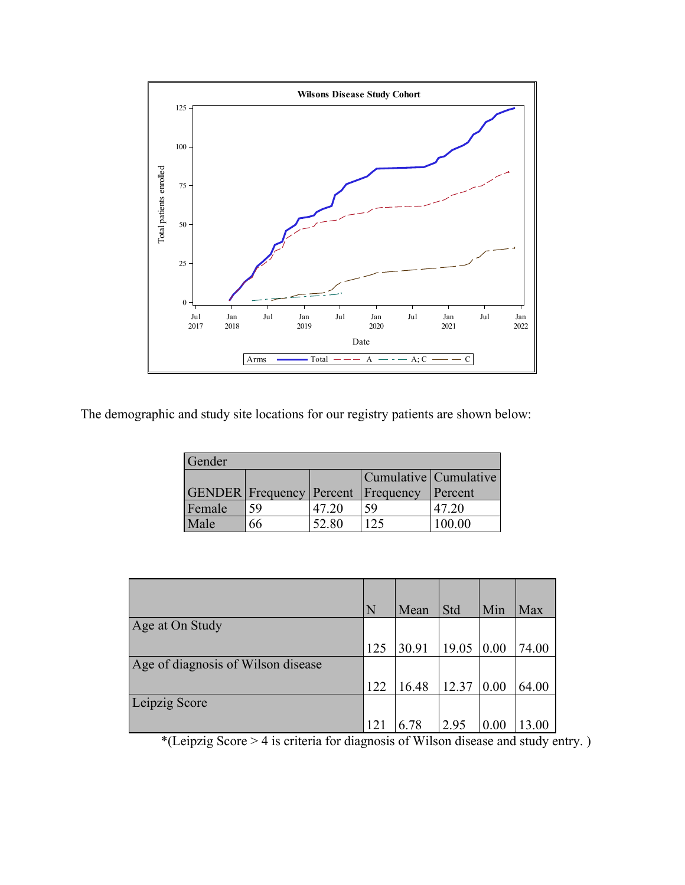The demographic and study site locations for our registry patients are shown below:

| Gender | | | | |
|---|---|---|---|---|
| GENDER | Frequency | Percent | Cumulative Frequency | Cumulative Percent |
| Female | 59 | 47.20 | 59 | 47.20 |
| Male | 66 | 52.80 | 125 | 100.00 |

| | N | Mean | Std | Min | Max |
|---|---|---|---|---|---|
| Age at On Study | 125 | 30.91 | 19.05 | 0.00 | 74.00 |
| Age of diagnosis of Wilson disease | 122 | 16.48 | 12.37 | 0.00 | 64.00 |
| Leipzig Score | 121 | 6.78 | 2.95 | 0.00 | 13.00 |

*(Leipzig Score > 4 is criteria for diagnosis of Wilson disease and study entry. )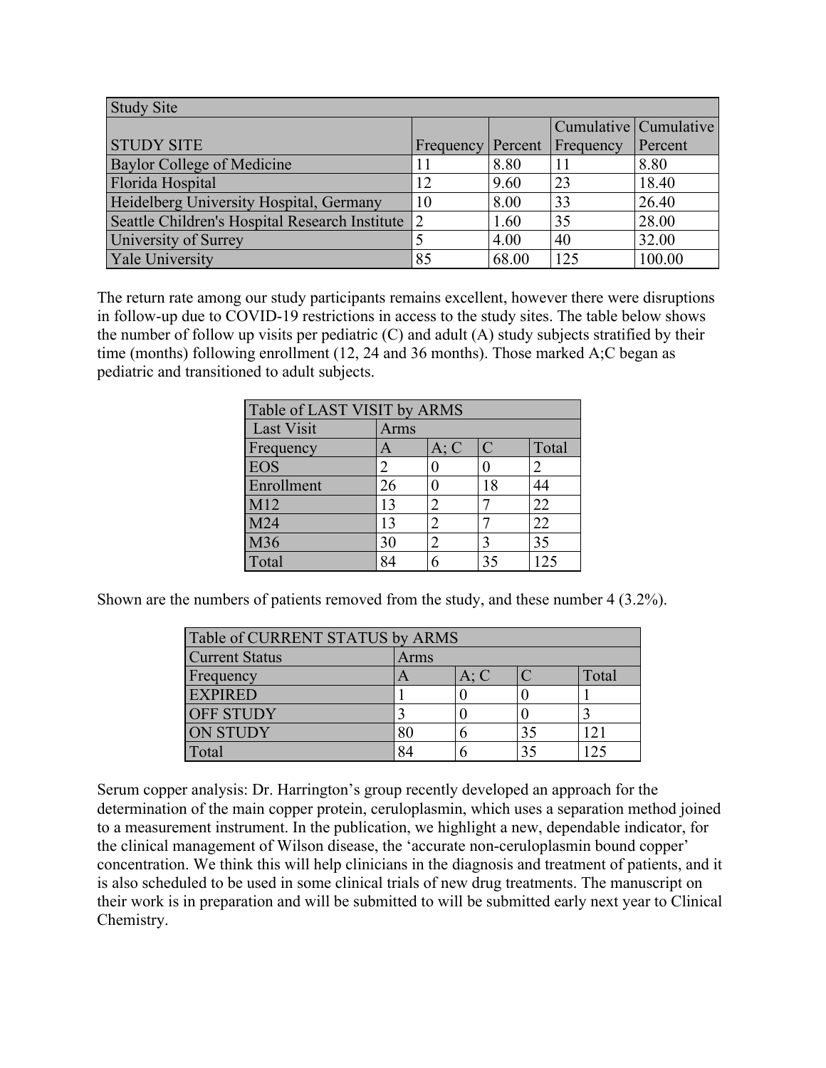| Study Site | | | | |
|---|---|---|---|---|
| STUDY SITE | Frequency | Percent | Cumulative Frequency | Cumulative Percent |
| Baylor College of Medicine | 11 | 8.80 | 11 | 8.80 |
| Florida Hospital | 12 | 9.60 | 23 | 18.40 |
| Heidelberg University Hospital, Germany | 10 | 8.00 | 33 | 26.40 |
| Seattle Children's Hospital Research Institute | 2 | 1.60 | 35 | 28.00 |
| University of Surrey | 5 | 4.00 | 40 | 32.00 |
| Yale University | 85 | 68.00 | 125 | 100.00 |

The return rate among our study participants remains excellent, however there were disruptions in follow-up due to COVID-19 restrictions in access to the study sites. The table below shows the number of follow up visits per pediatric (C) and adult (A) study subjects stratified by their time (months) following enrollment (12, 24 and 36 months). Those marked A;C began as pediatric and transitioned to adult subjects.

| Table of LAST VISIT by ARMS | | | | |
|---|---|---|---|---|
| Last Visit | Arms | | | |
| Frequency | A | A; C | C | Total |
| EOS | 2 | 0 | 0 | 2 |
| Enrollment | 26 | 0 | 18 | 44 |
| M12 | 13 | 2 | 7 | 22 |
| M24 | 13 | 2 | 7 | 22 |
| M36 | 30 | 2 | 3 | 35 |
| Total | 84 | 6 | 35 | 125 |

Shown are the numbers of patients removed from the study, and these number 4 (3.2%).

| Table of CURRENT STATUS by ARMS | | | | |
|---|---|---|---|---|
| Current Status | Arms | | | |
| Frequency | A | A; C | C | Total |
| EXPIRED | 1 | 0 | 0 | 1 |
| OFF STUDY | 3 | 0 | 0 | 3 |
| ON STUDY | 80 | 6 | 35 | 121 |
| Total | 84 | 6 | 35 | 125 |

Serum copper analysis: Dr. Harrington's group recently developed an approach for the determination of the main copper protein, ceruloplasmin, which uses a separation method joined to a measurement instrument. In the publication, we highlight a new, dependable indicator, for the clinical management of Wilson disease, the 'accurate non-ceruloplasmin bound copper' concentration. We think this will help clinicians in the diagnosis and treatment of patients, and it is also scheduled to be used in some clinical trials of new drug treatments. The manuscript on their work is in preparation and will be submitted to will be submitted early next year to Clinical Chemistry.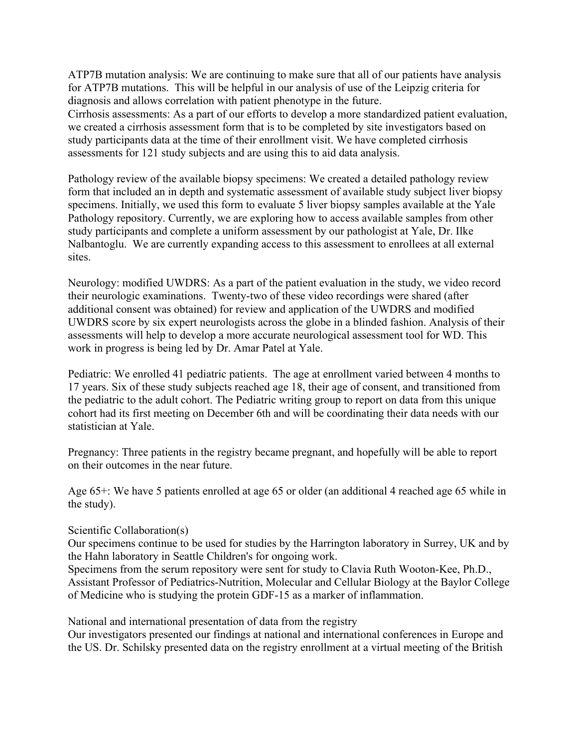ATP7B mutation analysis: We are continuing to make sure that all of our patients have analysis for ATP7B mutations. This will be helpful in our analysis of use of the Leipzig criteria for diagnosis and allows correlation with patient phenotype in the future.
Cirrhosis assessments: As a part of our efforts to develop a more standardized patient evaluation, we created a cirrhosis assessment form that is to be completed by site investigators based on study participants data at the time of their enrollment visit. We have completed cirrhosis assessments for 121 study subjects and are using this to aid data analysis.

Pathology review of the available biopsy specimens: We created a detailed pathology review form that included an in depth and systematic assessment of available study subject liver biopsy specimens. Initially, we used this form to evaluate 5 liver biopsy samples available at the Yale Pathology repository. Currently, we are exploring how to access available samples from other study participants and complete a uniform assessment by our pathologist at Yale, Dr. Ilke Nalbantoglu. We are currently expanding access to this assessment to enrollees at all external sites.

Neurology: modified UWDRS: As a part of the patient evaluation in the study, we video record their neurologic examinations. Twenty-two of these video recordings were shared (after additional consent was obtained) for review and application of the UWDRS and modified UWDRS score by six expert neurologists across the globe in a blinded fashion. Analysis of their assessments will help to develop a more accurate neurological assessment tool for WD. This work in progress is being led by Dr. Amar Patel at Yale.

Pediatric: We enrolled 41 pediatric patients. The age at enrollment varied between 4 months to 17 years. Six of these study subjects reached age 18, their age of consent, and transitioned from the pediatric to the adult cohort. The Pediatric writing group to report on data from this unique cohort had its first meeting on December 6th and will be coordinating their data needs with our statistician at Yale.

Pregnancy: Three patients in the registry became pregnant, and hopefully will be able to report on their outcomes in the near future.

Age 65+: We have 5 patients enrolled at age 65 or older (an additional 4 reached age 65 while in the study).

Scientific Collaboration(s)
Our specimens continue to be used for studies by the Harrington laboratory in Surrey, UK and by the Hahn laboratory in Seattle Children's for ongoing work.
Specimens from the serum repository were sent for study to Clavia Ruth Wooton-Kee, Ph.D., Assistant Professor of Pediatrics-Nutrition, Molecular and Cellular Biology at the Baylor College of Medicine who is studying the protein GDF-15 as a marker of inflammation.

National and international presentation of data from the registry
Our investigators presented our findings at national and international conferences in Europe and the US. Dr. Schilsky presented data on the registry enrollment at a virtual meeting of the British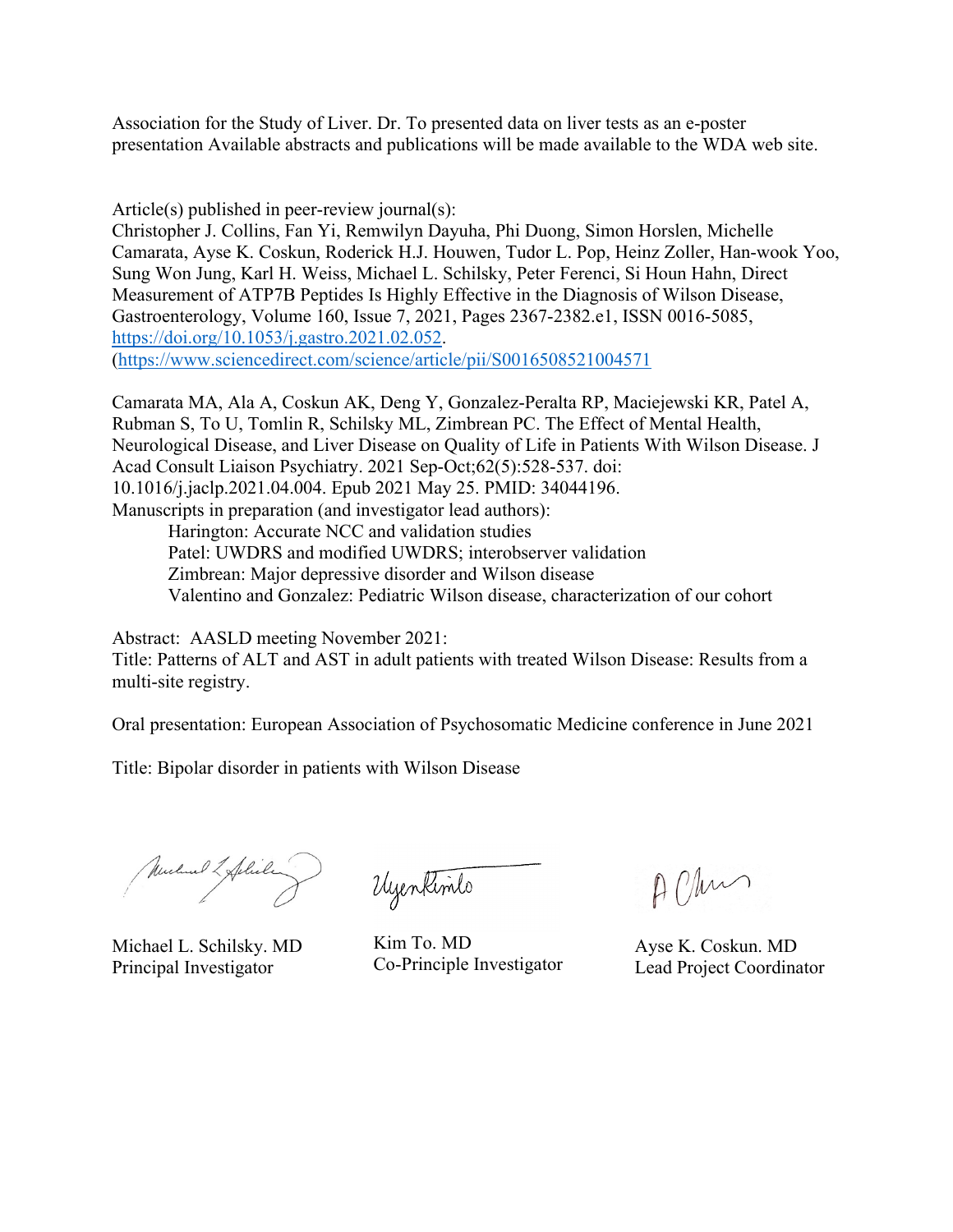Association for the Study of Liver. Dr. To presented data on liver tests as an e-poster presentation Available abstracts and publications will be made available to the WDA web site.

Article(s) published in peer-review journal(s):
Christopher J. Collins, Fan Yi, Remwilyn Dayuha, Phi Duong, Simon Horslen, Michelle Camarata, Ayse K. Coskun, Roderick H.J. Houwen, Tudor L. Pop, Heinz Zoller, Han-wook Yoo, Sung Won Jung, Karl H. Weiss, Michael L. Schilsky, Peter Ferenci, Si Houn Hahn, Direct Measurement of ATP7B Peptides Is Highly Effective in the Diagnosis of Wilson Disease, Gastroenterology, Volume 160, Issue 7, 2021, Pages 2367-2382.e1, ISSN 0016-5085, https://doi.org/10.1053/j.gastro.2021.02.052.
(https://www.sciencedirect.com/science/article/pii/S0016508521004571

Camarata MA, Ala A, Coskun AK, Deng Y, Gonzalez-Peralta RP, Maciejewski KR, Patel A, Rubman S, To U, Tomlin R, Schilsky ML, Zimbrean PC. The Effect of Mental Health, Neurological Disease, and Liver Disease on Quality of Life in Patients With Wilson Disease. J Acad Consult Liaison Psychiatry. 2021 Sep-Oct;62(5):528-537. doi: 10.1016/j.jaclp.2021.04.004. Epub 2021 May 25. PMID: 34044196.
Manuscripts in preparation (and investigator lead authors):

- Harington: Accurate NCC and validation studies
- Patel: UWDRS and modified UWDRS; interobserver validation
- Zimbrean: Major depressive disorder and Wilson disease
- Valentino and Gonzalez: Pediatric Wilson disease, characterization of our cohort

Abstract: AASLD meeting November 2021:
Title: Patterns of ALT and AST in adult patients with treated Wilson Disease: Results from a multi-site registry.

Oral presentation: European Association of Psychosomatic Medicine conference in June 2021

Title: Bipolar disorder in patients with Wilson Disease

Michael L. Schilsky. MD
Principal Investigator

Kim To. MD
Co-Principle Investigator

Ayse K. Coskun. MD
Lead Project Coordinator